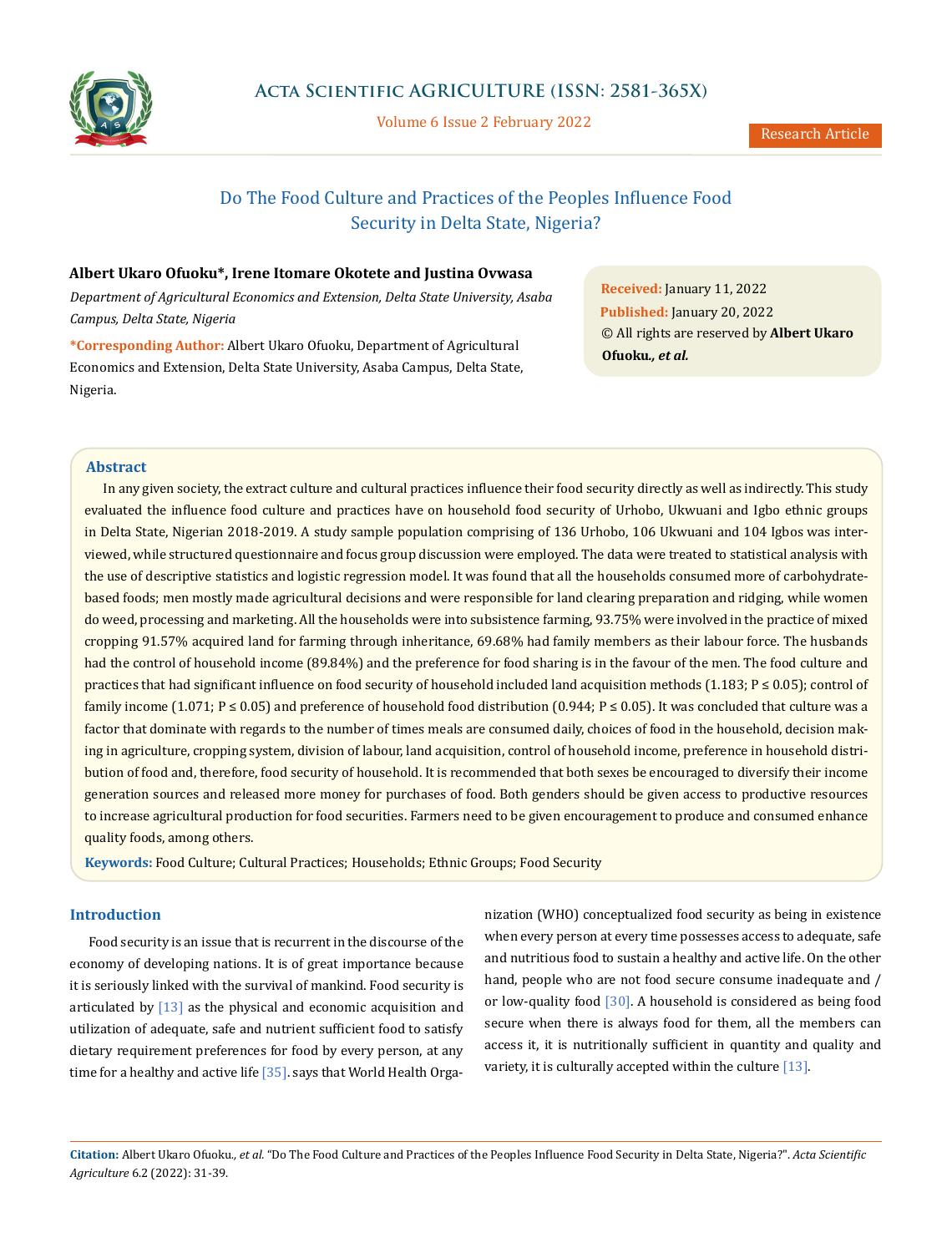Research Article

# Do The Food Culture and Practices of the Peoples Influence Food Security in Delta State, Nigeria?

**Albert Ukaro Ofuoku\*, Irene Itomare Okotete and Justina Ovwasa**

*Department of Agricultural Economics and Extension, Delta State University, Asaba Campus, Delta State, Nigeria*

**\*Corresponding Author:** Albert Ukaro Ofuoku, Department of Agricultural Economics and Extension, Delta State University, Asaba Campus, Delta State, Nigeria.

**Received:** January 11, 2022
**Published:** January 20, 2022
© All rights are reserved by **Albert Ukaro Ofuoku., *et al.***

## Abstract

In any given society, the extract culture and cultural practices influence their food security directly as well as indirectly. This study evaluated the influence food culture and practices have on household food security of Urhobo, Ukwuani and Igbo ethnic groups in Delta State, Nigerian 2018-2019. A study sample population comprising of 136 Urhobo, 106 Ukwuani and 104 Igbos was interviewed, while structured questionnaire and focus group discussion were employed. The data were treated to statistical analysis with the use of descriptive statistics and logistic regression model. It was found that all the households consumed more of carbohydrate-based foods; men mostly made agricultural decisions and were responsible for land clearing preparation and ridging, while women do weed, processing and marketing. All the households were into subsistence farming, 93.75% were involved in the practice of mixed cropping 91.57% acquired land for farming through inheritance, 69.68% had family members as their labour force. The husbands had the control of household income (89.84%) and the preference for food sharing is in the favour of the men. The food culture and practices that had significant influence on food security of household included land acquisition methods (1.183; $P \leq 0.05$); control of family income (1.071; $P \leq 0.05$) and preference of household food distribution (0.944; $P \leq 0.05$). It was concluded that culture was a factor that dominate with regards to the number of times meals are consumed daily, choices of food in the household, decision making in agriculture, cropping system, division of labour, land acquisition, control of household income, preference in household distribution of food and, therefore, food security of household. It is recommended that both sexes be encouraged to diversify their income generation sources and released more money for purchases of food. Both genders should be given access to productive resources to increase agricultural production for food securities. Farmers need to be given encouragement to produce and consumed enhance quality foods, among others.

**Keywords:** Food Culture; Cultural Practices; Households; Ethnic Groups; Food Security

## Introduction

Food security is an issue that is recurrent in the discourse of the economy of developing nations. It is of great importance because it is seriously linked with the survival of mankind. Food security is articulated by [13] as the physical and economic acquisition and utilization of adequate, safe and nutrient sufficient food to satisfy dietary requirement preferences for food by every person, at any time for a healthy and active life [35]. says that World Health Organization (WHO) conceptualized food security as being in existence when every person at every time possesses access to adequate, safe and nutritious food to sustain a healthy and active life. On the other hand, people who are not food secure consume inadequate and / or low-quality food [30]. A household is considered as being food secure when there is always food for them, all the members can access it, it is nutritionally sufficient in quantity and quality and variety, it is culturally accepted within the culture [13].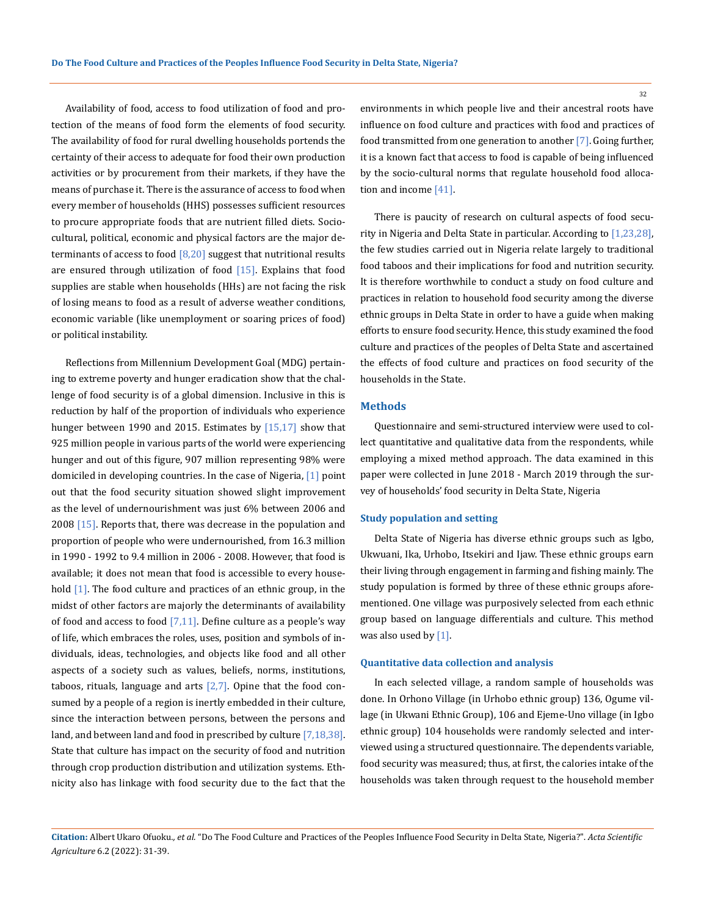Availability of food, access to food utilization of food and protection of the means of food form the elements of food security. The availability of food for rural dwelling households portends the certainty of their access to adequate for food their own production activities or by procurement from their markets, if they have the means of purchase it. There is the assurance of access to food when every member of households (HHS) possesses sufficient resources to procure appropriate foods that are nutrient filled diets. Socio-cultural, political, economic and physical factors are the major determinants of access to food [8,20] suggest that nutritional results are ensured through utilization of food [15]. Explains that food supplies are stable when households (HHs) are not facing the risk of losing means to food as a result of adverse weather conditions, economic variable (like unemployment or soaring prices of food) or political instability.

Reflections from Millennium Development Goal (MDG) pertaining to extreme poverty and hunger eradication show that the challenge of food security is of a global dimension. Inclusive in this is reduction by half of the proportion of individuals who experience hunger between 1990 and 2015. Estimates by [15,17] show that 925 million people in various parts of the world were experiencing hunger and out of this figure, 907 million representing 98% were domiciled in developing countries. In the case of Nigeria, [1] point out that the food security situation showed slight improvement as the level of undernourishment was just 6% between 2006 and 2008 [15]. Reports that, there was decrease in the population and proportion of people who were undernourished, from 16.3 million in 1990 - 1992 to 9.4 million in 2006 - 2008. However, that food is available; it does not mean that food is accessible to every household [1]. The food culture and practices of an ethnic group, in the midst of other factors are majorly the determinants of availability of food and access to food [7,11]. Define culture as a people's way of life, which embraces the roles, uses, position and symbols of individuals, ideas, technologies, and objects like food and all other aspects of a society such as values, beliefs, norms, institutions, taboos, rituals, language and arts [2,7]. Opine that the food consumed by a people of a region is inertly embedded in their culture, since the interaction between persons, between the persons and land, and between land and food in prescribed by culture [7,18,38]. State that culture has impact on the security of food and nutrition through crop production distribution and utilization systems. Ethnicity also has linkage with food security due to the fact that the environments in which people live and their ancestral roots have influence on food culture and practices with food and practices of food transmitted from one generation to another [7]. Going further, it is a known fact that access to food is capable of being influenced by the socio-cultural norms that regulate household food allocation and income [41].

There is paucity of research on cultural aspects of food security in Nigeria and Delta State in particular. According to [1,23,28], the few studies carried out in Nigeria relate largely to traditional food taboos and their implications for food and nutrition security. It is therefore worthwhile to conduct a study on food culture and practices in relation to household food security among the diverse ethnic groups in Delta State in order to have a guide when making efforts to ensure food security. Hence, this study examined the food culture and practices of the peoples of Delta State and ascertained the effects of food culture and practices on food security of the households in the State.

## Methods

Questionnaire and semi-structured interview were used to collect quantitative and qualitative data from the respondents, while employing a mixed method approach. The data examined in this paper were collected in June 2018 - March 2019 through the survey of households' food security in Delta State, Nigeria

### Study population and setting

Delta State of Nigeria has diverse ethnic groups such as Igbo, Ukwuani, Ika, Urhobo, Itsekiri and Ijaw. These ethnic groups earn their living through engagement in farming and fishing mainly. The study population is formed by three of these ethnic groups aforementioned. One village was purposively selected from each ethnic group based on language differentials and culture. This method was also used by [1].

### Quantitative data collection and analysis

In each selected village, a random sample of households was done. In Orhono Village (in Urhobo ethnic group) 136, Ogume village (in Ukwani Ethnic Group), 106 and Ejeme-Uno village (in Igbo ethnic group) 104 households were randomly selected and interviewed using a structured questionnaire. The dependents variable, food security was measured; thus, at first, the calories intake of the households was taken through request to the household member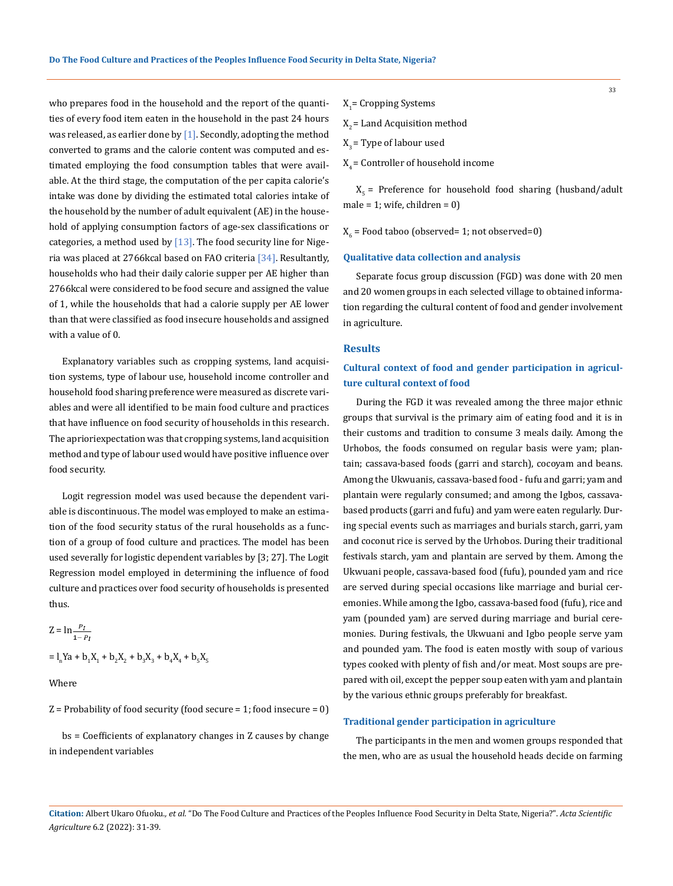who prepares food in the household and the report of the quantities of every food item eaten in the household in the past 24 hours was released, as earlier done by [1]. Secondly, adopting the method converted to grams and the calorie content was computed and estimated employing the food consumption tables that were available. At the third stage, the computation of the per capita calorie's intake was done by dividing the estimated total calories intake of the household by the number of adult equivalent (AE) in the household of applying consumption factors of age-sex classifications or categories, a method used by [13]. The food security line for Nigeria was placed at 2766kcal based on FAO criteria [34]. Resultantly, households who had their daily calorie supper per AE higher than 2766kcal were considered to be food secure and assigned the value of 1, while the households that had a calorie supply per AE lower than that were classified as food insecure households and assigned with a value of 0.

Explanatory variables such as cropping systems, land acquisition systems, type of labour use, household income controller and household food sharing preference were measured as discrete variables and were all identified to be main food culture and practices that have influence on food security of households in this research. The aprioriexpectation was that cropping systems, land acquisition method and type of labour used would have positive influence over food security.

Logit regression model was used because the dependent variable is discontinuous. The model was employed to make an estimation of the food security status of the rural households as a function of a group of food culture and practices. The model has been used severally for logistic dependent variables by [3; 27]. The Logit Regression model employed in determining the influence of food culture and practices over food security of households is presented thus.

$$Z = \ln \frac{P_I}{1 - P_I}$$

$$= l_n Ya + b_1X_1 + b_2X_2 + b_3X_3 + b_4X_4 + b_5X_5$$

Where

Z = Probability of food security (food secure = 1; food insecure = 0)

bs = Coefficients of explanatory changes in Z causes by change in independent variables

$X_1$ = Cropping Systems

$X_2$ = Land Acquisition method

$X_3$ = Type of labour used

$X_4$ = Controller of household income

$X_5$ = Preference for household food sharing (husband/adult male = 1; wife, children = 0)

$X_6$ = Food taboo (observed= 1; not observed=0)

### Qualitative data collection and analysis

Separate focus group discussion (FGD) was done with 20 men and 20 women groups in each selected village to obtained information regarding the cultural content of food and gender involvement in agriculture.

## Results

### Cultural context of food and gender participation in agriculture cultural context of food

During the FGD it was revealed among the three major ethnic groups that survival is the primary aim of eating food and it is in their customs and tradition to consume 3 meals daily. Among the Urhobos, the foods consumed on regular basis were yam; plantain; cassava-based foods (garri and starch), cocoyam and beans. Among the Ukwuanis, cassava-based food - fufu and garri; yam and plantain were regularly consumed; and among the Igbos, cassava-based products (garri and fufu) and yam were eaten regularly. During special events such as marriages and burials starch, garri, yam and coconut rice is served by the Urhobos. During their traditional festivals starch, yam and plantain are served by them. Among the Ukwuani people, cassava-based food (fufu), pounded yam and rice are served during special occasions like marriage and burial ceremonies. While among the Igbo, cassava-based food (fufu), rice and yam (pounded yam) are served during marriage and burial ceremonies. During festivals, the Ukwuani and Igbo people serve yam and pounded yam. The food is eaten mostly with soup of various types cooked with plenty of fish and/or meat. Most soups are prepared with oil, except the pepper soup eaten with yam and plantain by the various ethnic groups preferably for breakfast.

### Traditional gender participation in agriculture

The participants in the men and women groups responded that the men, who are as usual the household heads decide on farming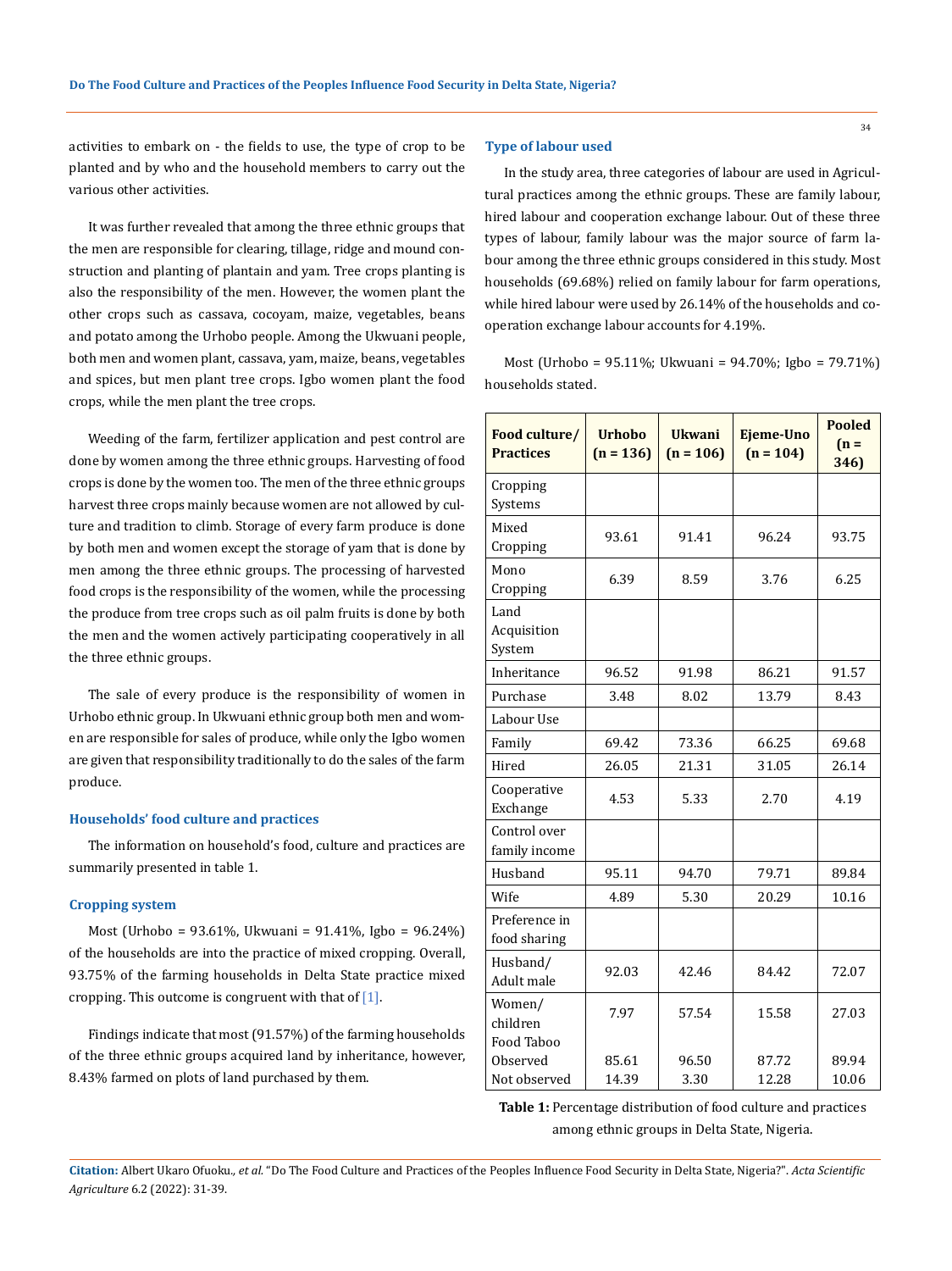activities to embark on - the fields to use, the type of crop to be planted and by who and the household members to carry out the various other activities.

It was further revealed that among the three ethnic groups that the men are responsible for clearing, tillage, ridge and mound construction and planting of plantain and yam. Tree crops planting is also the responsibility of the men. However, the women plant the other crops such as cassava, cocoyam, maize, vegetables, beans and potato among the Urhobo people. Among the Ukwuani people, both men and women plant, cassava, yam, maize, beans, vegetables and spices, but men plant tree crops. Igbo women plant the food crops, while the men plant the tree crops.

Weeding of the farm, fertilizer application and pest control are done by women among the three ethnic groups. Harvesting of food crops is done by the women too. The men of the three ethnic groups harvest three crops mainly because women are not allowed by culture and tradition to climb. Storage of every farm produce is done by both men and women except the storage of yam that is done by men among the three ethnic groups. The processing of harvested food crops is the responsibility of the women, while the processing the produce from tree crops such as oil palm fruits is done by both the men and the women actively participating cooperatively in all the three ethnic groups.

The sale of every produce is the responsibility of women in Urhobo ethnic group. In Ukwuani ethnic group both men and women are responsible for sales of produce, while only the Igbo women are given that responsibility traditionally to do the sales of the farm produce.

### Households' food culture and practices

The information on household's food, culture and practices are summarily presented in table 1.

### Cropping system

Most (Urhobo = 93.61%, Ukwuani = 91.41%, Igbo = 96.24%) of the households are into the practice of mixed cropping. Overall, 93.75% of the farming households in Delta State practice mixed cropping. This outcome is congruent with that of [1].

Findings indicate that most (91.57%) of the farming households of the three ethnic groups acquired land by inheritance, however, 8.43% farmed on plots of land purchased by them.

### Type of labour used

In the study area, three categories of labour are used in Agricultural practices among the ethnic groups. These are family labour, hired labour and cooperation exchange labour. Out of these three types of labour, family labour was the major source of farm labour among the three ethnic groups considered in this study. Most households (69.68%) relied on family labour for farm operations, while hired labour were used by 26.14% of the households and cooperation exchange labour accounts for 4.19%.

Most (Urhobo = 95.11%; Ukwuani = 94.70%; Igbo = 79.71%) households stated.

| Food culture/ Practices | Urhobo (n = 136) | Ukwani (n = 106) | Ejeme-Uno (n = 104) | Pooled (n = 346) |
|---|---|---|---|---|
| Cropping Systems | | | | |
| Mixed Cropping | 93.61 | 91.41 | 96.24 | 93.75 |
| Mono Cropping | 6.39 | 8.59 | 3.76 | 6.25 |
| Land Acquisition System | | | | |
| Inheritance | 96.52 | 91.98 | 86.21 | 91.57 |
| Purchase | 3.48 | 8.02 | 13.79 | 8.43 |
| Labour Use | | | | |
| Family | 69.42 | 73.36 | 66.25 | 69.68 |
| Hired | 26.05 | 21.31 | 31.05 | 26.14 |
| Cooperative Exchange | 4.53 | 5.33 | 2.70 | 4.19 |
| Control over family income | | | | |
| Husband | 95.11 | 94.70 | 79.71 | 89.84 |
| Wife | 4.89 | 5.30 | 20.29 | 10.16 |
| Preference in food sharing | | | | |
| Husband/ Adult male | 92.03 | 42.46 | 84.42 | 72.07 |
| Women/ children | 7.97 | 57.54 | 15.58 | 27.03 |
| Food Taboo | | | | |
| Observed | 85.61 | 96.50 | 87.72 | 89.94 |
| Not observed | 14.39 | 3.30 | 12.28 | 10.06 |

**Table 1:** Percentage distribution of food culture and practices among ethnic groups in Delta State, Nigeria.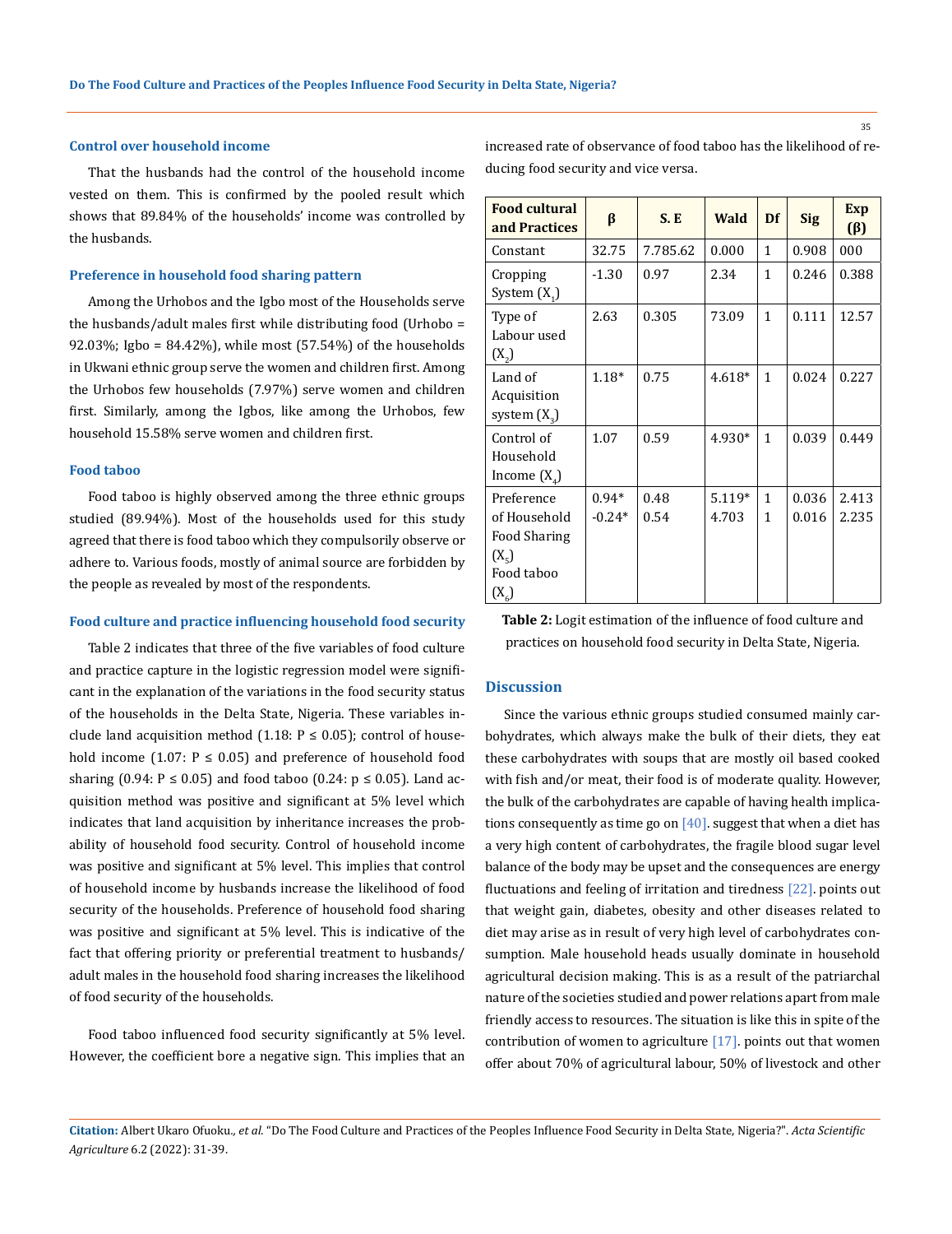### Control over household income

That the husbands had the control of the household income vested on them. This is confirmed by the pooled result which shows that 89.84% of the households' income was controlled by the husbands.

### Preference in household food sharing pattern

Among the Urhobos and the Igbo most of the Households serve the husbands/adult males first while distributing food (Urhobo = 92.03%; Igbo = 84.42%), while most (57.54%) of the households in Ukwani ethnic group serve the women and children first. Among the Urhobos few households (7.97%) serve women and children first. Similarly, among the Igbos, like among the Urhobos, few household 15.58% serve women and children first.

### Food taboo

Food taboo is highly observed among the three ethnic groups studied (89.94%). Most of the households used for this study agreed that there is food taboo which they compulsorily observe or adhere to. Various foods, mostly of animal source are forbidden by the people as revealed by most of the respondents.

### Food culture and practice influencing household food security

Table 2 indicates that three of the five variables of food culture and practice capture in the logistic regression model were significant in the explanation of the variations in the food security status of the households in the Delta State, Nigeria. These variables include land acquisition method (1.18: $P \leq 0.05$); control of household income (1.07: $P \leq 0.05$) and preference of household food sharing (0.94: $P \leq 0.05$) and food taboo (0.24: $p \leq 0.05$). Land acquisition method was positive and significant at 5% level which indicates that land acquisition by inheritance increases the probability of household food security. Control of household income was positive and significant at 5% level. This implies that control of household income by husbands increase the likelihood of food security of the households. Preference of household food sharing was positive and significant at 5% level. This is indicative of the fact that offering priority or preferential treatment to husbands/adult males in the household food sharing increases the likelihood of food security of the households.

Food taboo influenced food security significantly at 5% level. However, the coefficient bore a negative sign. This implies that an increased rate of observance of food taboo has the likelihood of reducing food security and vice versa.

| Food cultural and Practices | β | S. E | Wald | Df | Sig | Exp (β) |
|---|---|---|---|---|---|---|
| Constant | 32.75 | 7.785.62 | 0.000 | 1 | 0.908 | 000 |
| Cropping System ($X_1$) | -1.30 | 0.97 | 2.34 | 1 | 0.246 | 0.388 |
| Type of Labour used ($X_2$) | 2.63 | 0.305 | 73.09 | 1 | 0.111 | 12.57 |
| Land of Acquisition system ($X_3$) | 1.18* | 0.75 | 4.618* | 1 | 0.024 | 0.227 |
| Control of Household Income ($X_4$) | 1.07 | 0.59 | 4.930* | 1 | 0.039 | 0.449 |
| Preference of Household Food Sharing ($X_5$) | 0.94* | 0.48 | 5.119* | 1 | 0.036 | 2.413 |
| Food taboo ($X_6$) | -0.24* | 0.54 | 4.703 | 1 | 0.016 | 2.235 |

**Table 2:** Logit estimation of the influence of food culture and practices on household food security in Delta State, Nigeria.

## Discussion

Since the various ethnic groups studied consumed mainly carbohydrates, which always make the bulk of their diets, they eat these carbohydrates with soups that are mostly oil based cooked with fish and/or meat, their food is of moderate quality. However, the bulk of the carbohydrates are capable of having health implications consequently as time go on [40]. suggest that when a diet has a very high content of carbohydrates, the fragile blood sugar level balance of the body may be upset and the consequences are energy fluctuations and feeling of irritation and tiredness [22]. points out that weight gain, diabetes, obesity and other diseases related to diet may arise as in result of very high level of carbohydrates consumption. Male household heads usually dominate in household agricultural decision making. This is as a result of the patriarchal nature of the societies studied and power relations apart from male friendly access to resources. The situation is like this in spite of the contribution of women to agriculture [17]. points out that women offer about 70% of agricultural labour, 50% of livestock and other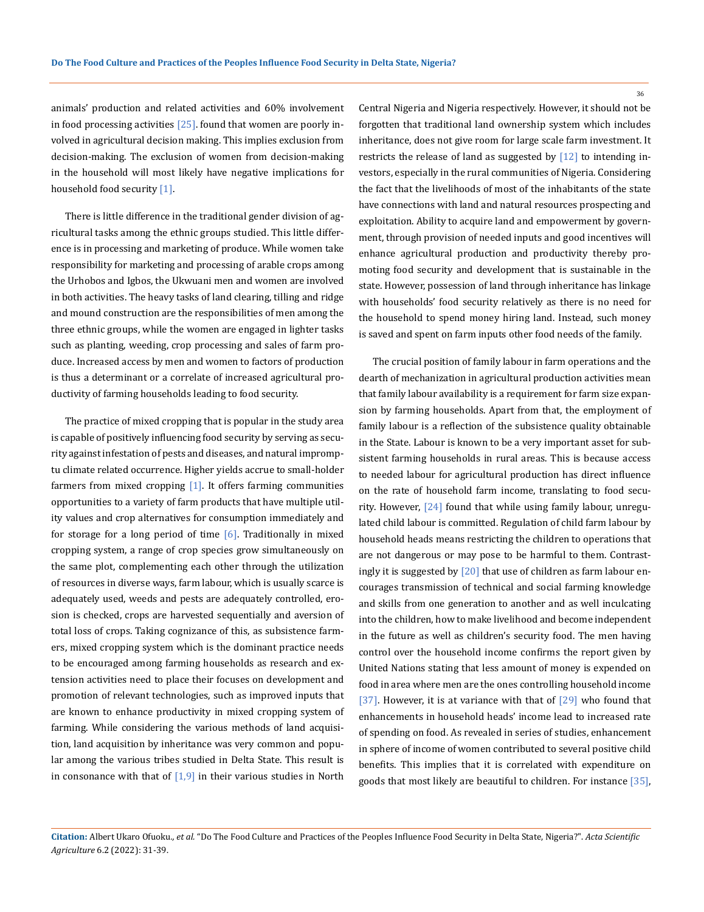animals' production and related activities and 60% involvement in food processing activities [25]. found that women are poorly involved in agricultural decision making. This implies exclusion from decision-making. The exclusion of women from decision-making in the household will most likely have negative implications for household food security [1].

There is little difference in the traditional gender division of agricultural tasks among the ethnic groups studied. This little difference is in processing and marketing of produce. While women take responsibility for marketing and processing of arable crops among the Urhobos and Igbos, the Ukwuani men and women are involved in both activities. The heavy tasks of land clearing, tilling and ridge and mound construction are the responsibilities of men among the three ethnic groups, while the women are engaged in lighter tasks such as planting, weeding, crop processing and sales of farm produce. Increased access by men and women to factors of production is thus a determinant or a correlate of increased agricultural productivity of farming households leading to food security.

The practice of mixed cropping that is popular in the study area is capable of positively influencing food security by serving as security against infestation of pests and diseases, and natural impromptu climate related occurrence. Higher yields accrue to small-holder farmers from mixed cropping [1]. It offers farming communities opportunities to a variety of farm products that have multiple utility values and crop alternatives for consumption immediately and for storage for a long period of time [6]. Traditionally in mixed cropping system, a range of crop species grow simultaneously on the same plot, complementing each other through the utilization of resources in diverse ways, farm labour, which is usually scarce is adequately used, weeds and pests are adequately controlled, erosion is checked, crops are harvested sequentially and aversion of total loss of crops. Taking cognizance of this, as subsistence farmers, mixed cropping system which is the dominant practice needs to be encouraged among farming households as research and extension activities need to place their focuses on development and promotion of relevant technologies, such as improved inputs that are known to enhance productivity in mixed cropping system of farming. While considering the various methods of land acquisition, land acquisition by inheritance was very common and popular among the various tribes studied in Delta State. This result is in consonance with that of [1,9] in their various studies in North Central Nigeria and Nigeria respectively. However, it should not be forgotten that traditional land ownership system which includes inheritance, does not give room for large scale farm investment. It restricts the release of land as suggested by [12] to intending investors, especially in the rural communities of Nigeria. Considering the fact that the livelihoods of most of the inhabitants of the state have connections with land and natural resources prospecting and exploitation. Ability to acquire land and empowerment by government, through provision of needed inputs and good incentives will enhance agricultural production and productivity thereby promoting food security and development that is sustainable in the state. However, possession of land through inheritance has linkage with households' food security relatively as there is no need for the household to spend money hiring land. Instead, such money is saved and spent on farm inputs other food needs of the family.

The crucial position of family labour in farm operations and the dearth of mechanization in agricultural production activities mean that family labour availability is a requirement for farm size expansion by farming households. Apart from that, the employment of family labour is a reflection of the subsistence quality obtainable in the State. Labour is known to be a very important asset for subsistent farming households in rural areas. This is because access to needed labour for agricultural production has direct influence on the rate of household farm income, translating to food security. However, [24] found that while using family labour, unregulated child labour is committed. Regulation of child farm labour by household heads means restricting the children to operations that are not dangerous or may pose to be harmful to them. Contrastingly it is suggested by [20] that use of children as farm labour encourages transmission of technical and social farming knowledge and skills from one generation to another and as well inculcating into the children, how to make livelihood and become independent in the future as well as children's security food. The men having control over the household income confirms the report given by United Nations stating that less amount of money is expended on food in area where men are the ones controlling household income [37]. However, it is at variance with that of [29] who found that enhancements in household heads' income lead to increased rate of spending on food. As revealed in series of studies, enhancement in sphere of income of women contributed to several positive child benefits. This implies that it is correlated with expenditure on goods that most likely are beautiful to children. For instance [35],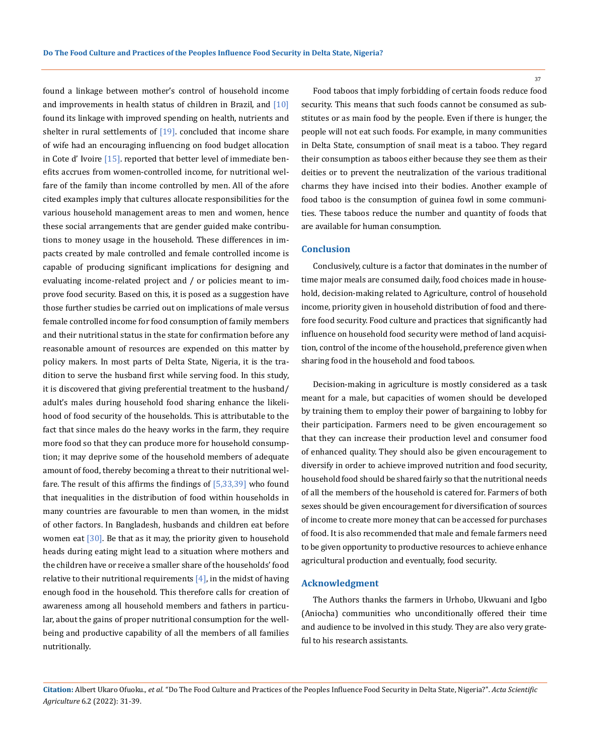found a linkage between mother's control of household income and improvements in health status of children in Brazil, and [10] found its linkage with improved spending on health, nutrients and shelter in rural settlements of [19]. concluded that income share of wife had an encouraging influencing on food budget allocation in Cote d' Ivoire [15]. reported that better level of immediate benefits accrues from women-controlled income, for nutritional welfare of the family than income controlled by men. All of the afore cited examples imply that cultures allocate responsibilities for the various household management areas to men and women, hence these social arrangements that are gender guided make contributions to money usage in the household. These differences in impacts created by male controlled and female controlled income is capable of producing significant implications for designing and evaluating income-related project and / or policies meant to improve food security. Based on this, it is posed as a suggestion have those further studies be carried out on implications of male versus female controlled income for food consumption of family members and their nutritional status in the state for confirmation before any reasonable amount of resources are expended on this matter by policy makers. In most parts of Delta State, Nigeria, it is the tradition to serve the husband first while serving food. In this study, it is discovered that giving preferential treatment to the husband/ adult's males during household food sharing enhance the likelihood of food security of the households. This is attributable to the fact that since males do the heavy works in the farm, they require more food so that they can produce more for household consumption; it may deprive some of the household members of adequate amount of food, thereby becoming a threat to their nutritional welfare. The result of this affirms the findings of [5,33,39] who found that inequalities in the distribution of food within households in many countries are favourable to men than women, in the midst of other factors. In Bangladesh, husbands and children eat before women eat [30]. Be that as it may, the priority given to household heads during eating might lead to a situation where mothers and the children have or receive a smaller share of the households' food relative to their nutritional requirements [4], in the midst of having enough food in the household. This therefore calls for creation of awareness among all household members and fathers in particular, about the gains of proper nutritional consumption for the well-being and productive capability of all the members of all families nutritionally.

Food taboos that imply forbidding of certain foods reduce food security. This means that such foods cannot be consumed as substitutes or as main food by the people. Even if there is hunger, the people will not eat such foods. For example, in many communities in Delta State, consumption of snail meat is a taboo. They regard their consumption as taboos either because they see them as their deities or to prevent the neutralization of the various traditional charms they have incised into their bodies. Another example of food taboo is the consumption of guinea fowl in some communities. These taboos reduce the number and quantity of foods that are available for human consumption.

## Conclusion

Conclusively, culture is a factor that dominates in the number of time major meals are consumed daily, food choices made in household, decision-making related to Agriculture, control of household income, priority given in household distribution of food and therefore food security. Food culture and practices that significantly had influence on household food security were method of land acquisition, control of the income of the household, preference given when sharing food in the household and food taboos.

Decision-making in agriculture is mostly considered as a task meant for a male, but capacities of women should be developed by training them to employ their power of bargaining to lobby for their participation. Farmers need to be given encouragement so that they can increase their production level and consumer food of enhanced quality. They should also be given encouragement to diversify in order to achieve improved nutrition and food security, household food should be shared fairly so that the nutritional needs of all the members of the household is catered for. Farmers of both sexes should be given encouragement for diversification of sources of income to create more money that can be accessed for purchases of food. It is also recommended that male and female farmers need to be given opportunity to productive resources to achieve enhance agricultural production and eventually, food security.

## Acknowledgment

The Authors thanks the farmers in Urhobo, Ukwuani and Igbo (Aniocha) communities who unconditionally offered their time and audience to be involved in this study. They are also very grateful to his research assistants.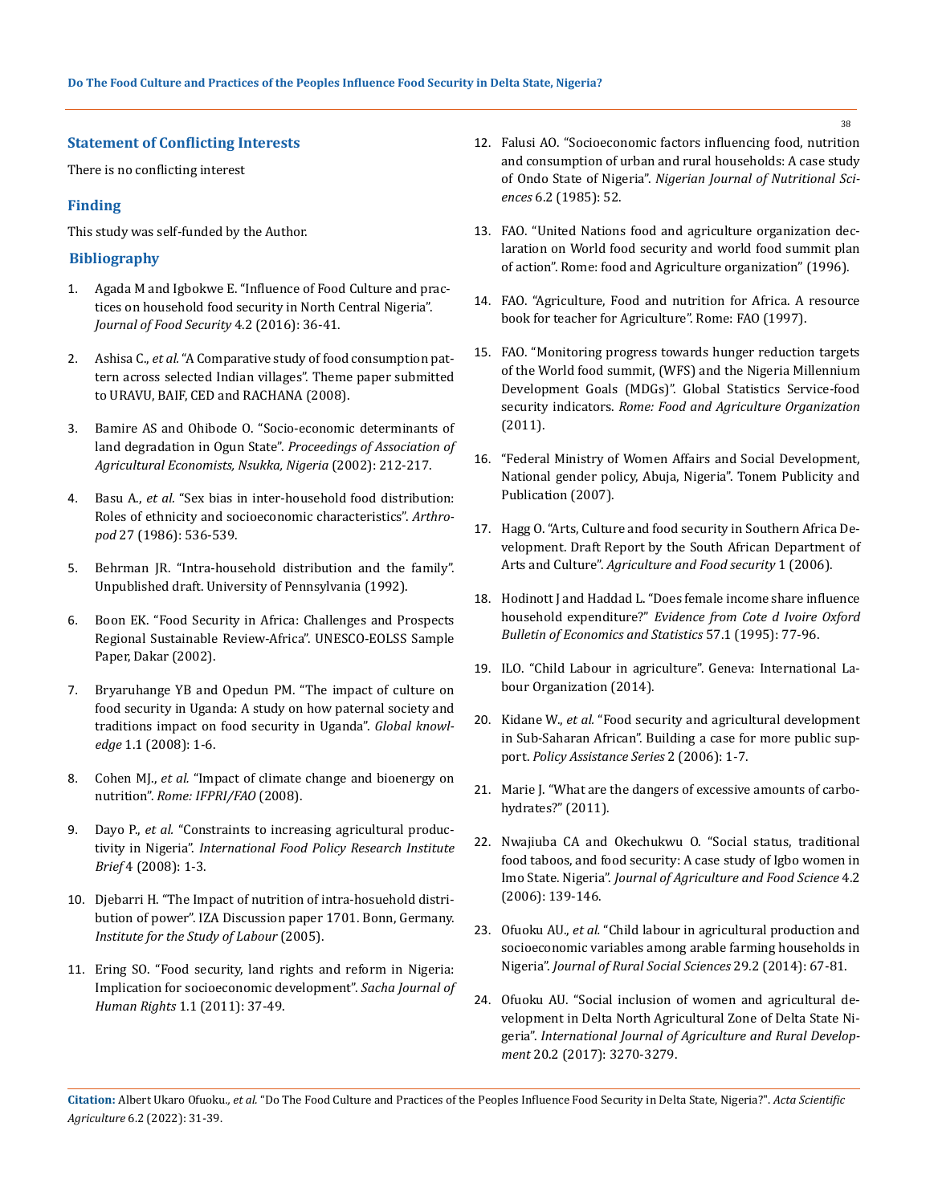### Statement of Conflicting Interests

There is no conflicting interest

### Finding

This study was self-funded by the Author.

### Bibliography

1. Agada M and Igbokwe E. "Influence of Food Culture and practices on household food security in North Central Nigeria". *Journal of Food Security* 4.2 (2016): 36-41.
2. Ashisa C., *et al.* "A Comparative study of food consumption pattern across selected Indian villages". Theme paper submitted to URAVU, BAIF, CED and RACHANA (2008).
3. Bamire AS and Ohibode O. "Socio-economic determinants of land degradation in Ogun State". *Proceedings of Association of Agricultural Economists, Nsukka, Nigeria* (2002): 212-217.
4. Basu A., *et al.* "Sex bias in inter-household food distribution: Roles of ethnicity and socioeconomic characteristics". *Arthropod* 27 (1986): 536-539.
5. Behrman JR. "Intra-household distribution and the family". Unpublished draft. University of Pennsylvania (1992).
6. Boon EK. "Food Security in Africa: Challenges and Prospects Regional Sustainable Review-Africa". UNESCO-EOLSS Sample Paper, Dakar (2002).
7. Bryaruhange YB and Opedun PM. "The impact of culture on food security in Uganda: A study on how paternal society and traditions impact on food security in Uganda". *Global knowledge* 1.1 (2008): 1-6.
8. Cohen MJ., *et al.* "Impact of climate change and bioenergy on nutrition". *Rome: IFPRI/FAO* (2008).
9. Dayo P., *et al.* "Constraints to increasing agricultural productivity in Nigeria". *International Food Policy Research Institute Brief* 4 (2008): 1-3.
10. Djebarri H. "The Impact of nutrition of intra-hosuehold distribution of power". IZA Discussion paper 1701. Bonn, Germany. *Institute for the Study of Labour* (2005).
11. Ering SO. "Food security, land rights and reform in Nigeria: Implication for socioeconomic development". *Sacha Journal of Human Rights* 1.1 (2011): 37-49.
12. Falusi AO. "Socioeconomic factors influencing food, nutrition and consumption of urban and rural households: A case study of Ondo State of Nigeria". *Nigerian Journal of Nutritional Sciences* 6.2 (1985): 52.
13. FAO. "United Nations food and agriculture organization declaration on World food security and world food summit plan of action". Rome: food and Agriculture organization" (1996).
14. FAO. "Agriculture, Food and nutrition for Africa. A resource book for teacher for Agriculture". Rome: FAO (1997).
15. FAO. "Monitoring progress towards hunger reduction targets of the World food summit, (WFS) and the Nigeria Millennium Development Goals (MDGs)". Global Statistics Service-food security indicators. *Rome: Food and Agriculture Organization* (2011).
16. "Federal Ministry of Women Affairs and Social Development, National gender policy, Abuja, Nigeria". Tonem Publicity and Publication (2007).
17. Hagg O. "Arts, Culture and food security in Southern Africa Development. Draft Report by the South African Department of Arts and Culture". *Agriculture and Food security* 1 (2006).
18. Hodinott J and Haddad L. "Does female income share influence household expenditure?" *Evidence from Cote d Ivoire Oxford Bulletin of Economics and Statistics* 57.1 (1995): 77-96.
19. ILO. "Child Labour in agriculture". Geneva: International Labour Organization (2014).
20. Kidane W., *et al.* "Food security and agricultural development in Sub-Saharan African". Building a case for more public support. *Policy Assistance Series* 2 (2006): 1-7.
21. Marie J. "What are the dangers of excessive amounts of carbohydrates?" (2011).
22. Nwajiuba CA and Okechukwu O. "Social status, traditional food taboos, and food security: A case study of Igbo women in Imo State. Nigeria". *Journal of Agriculture and Food Science* 4.2 (2006): 139-146.
23. Ofuoku AU., *et al.* "Child labour in agricultural production and socioeconomic variables among arable farming households in Nigeria". *Journal of Rural Social Sciences* 29.2 (2014): 67-81.
24. Ofuoku AU. "Social inclusion of women and agricultural development in Delta North Agricultural Zone of Delta State Nigeria". *International Journal of Agriculture and Rural Development* 20.2 (2017): 3270-3279.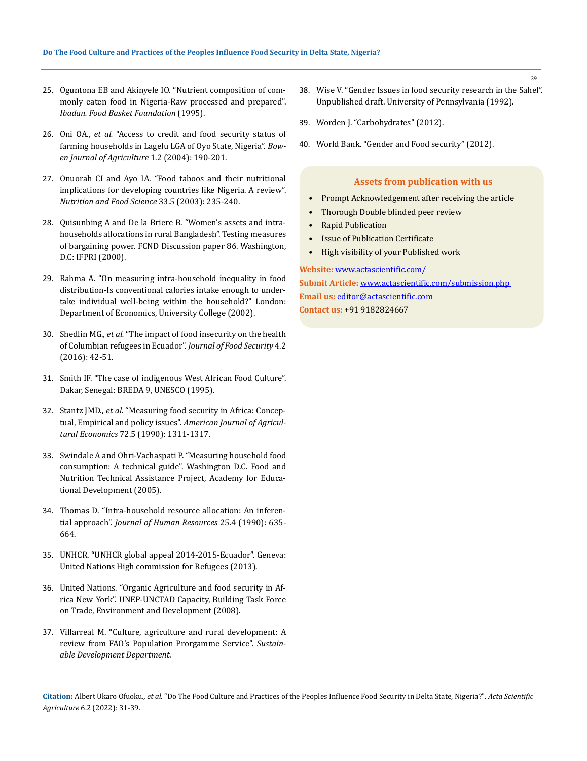25. Oguntona EB and Akinyele IO. "Nutrient composition of commonly eaten food in Nigeria-Raw processed and prepared". *Ibadan. Food Basket Foundation* (1995).

26. Oni OA., *et al.* "Access to credit and food security status of farming households in Lagelu LGA of Oyo State, Nigeria". *Bowen Journal of Agriculture* 1.2 (2004): 190-201.

27. Onuorah CI and Ayo IA. "Food taboos and their nutritional implications for developing countries like Nigeria. A review". *Nutrition and Food Science* 33.5 (2003): 235-240.

28. Quisunbing A and De la Briere B. "Women's assets and intra-households allocations in rural Bangladesh". Testing measures of bargaining power. FCND Discussion paper 86. Washington, D.C: IFPRI (2000).

29. Rahma A. "On measuring intra-household inequality in food distribution-Is conventional calories intake enough to undertake individual well-being within the household?" London: Department of Economics, University College (2002).

30. Shedlin MG., *et al.* "The impact of food insecurity on the health of Columbian refugees in Ecuador". *Journal of Food Security* 4.2 (2016): 42-51.

31. Smith IF. "The case of indigenous West African Food Culture". Dakar, Senegal: BREDA 9, UNESCO (1995).

32. Stantz JMD., *et al.* "Measuring food security in Africa: Conceptual, Empirical and policy issues". *American Journal of Agricultural Economics* 72.5 (1990): 1311-1317.

33. Swindale A and Ohri-Vachaspati P. "Measuring household food consumption: A technical guide". Washington D.C. Food and Nutrition Technical Assistance Project, Academy for Educational Development (2005).

34. Thomas D. "Intra-household resource allocation: An inferential approach". *Journal of Human Resources* 25.4 (1990): 635-664.

35. UNHCR. "UNHCR global appeal 2014-2015-Ecuador". Geneva: United Nations High commission for Refugees (2013).

36. United Nations. "Organic Agriculture and food security in Africa New York". UNEP-UNCTAD Capacity, Building Task Force on Trade, Environment and Development (2008).

37. Villarreal M. "Culture, agriculture and rural development: A review from FAO's Population Prorgamme Service". *Sustainable Development Department*.

38. Wise V. "Gender Issues in food security research in the Sahel". Unpublished draft. University of Pennsylvania (1992).

39. Worden J. "Carbohydrates" (2012).

40. World Bank. "Gender and Food security" (2012).

**Assets from publication with us**

- Prompt Acknowledgement after receiving the article
- Thorough Double blinded peer review
- Rapid Publication
- Issue of Publication Certificate
- High visibility of your Published work

**Website:** www.actascientific.com/
**Submit Article:** www.actascientific.com/submission.php
**Email us:** editor@actascientific.com
**Contact us:** +91 9182824667